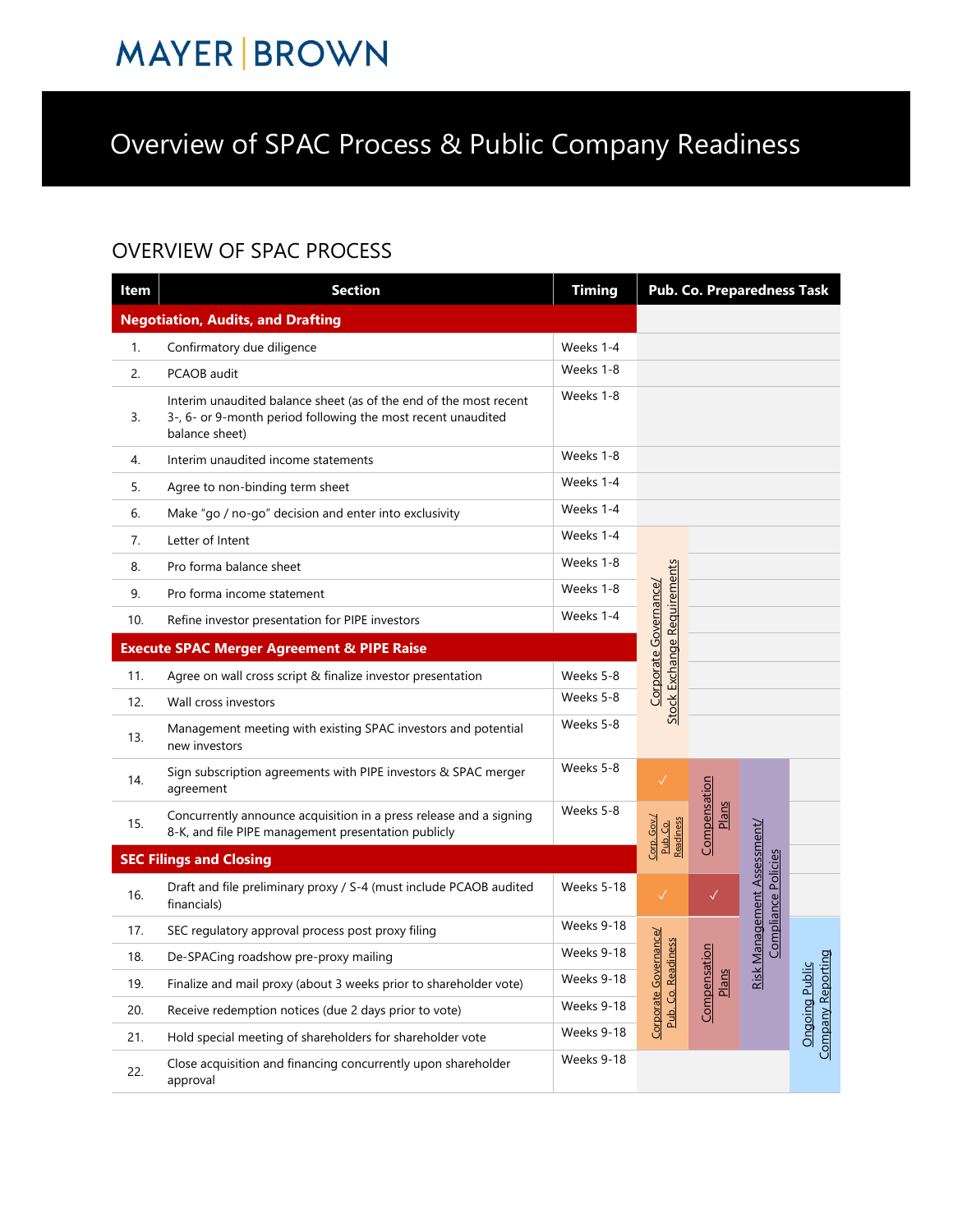# MAYER | BROWN

# Overview of SPAC Process & Public Company Readiness

## OVERVIEW OF SPAC PROCESS

| Item | Section | Timing | Pub. Co. Preparedness Task | | | |
|---|---|---|---|---|---|---|
| **Negotiation, Audits, and Drafting** | | | | | | |
| 1. | Confirmatory due diligence | Weeks 1-4 | | | | |
| 2. | PCAOB audit | Weeks 1-8 | | | | |
| 3. | Interim unaudited balance sheet (as of the end of the most recent 3-, 6- or 9-month period following the most recent unaudited balance sheet) | Weeks 1-8 | | | | |
| 4. | Interim unaudited income statements | Weeks 1-8 | | | | |
| 5. | Agree to non-binding term sheet | Weeks 1-4 | | | | |
| 6. | Make "go / no-go" decision and enter into exclusivity | Weeks 1-4 | | | | |
| 7. | Letter of Intent | Weeks 1-4 | Corporate Governance/ Stock Exchange Requirements (Items 7–13) | | | |
| 8. | Pro forma balance sheet | Weeks 1-8 | | | | |
| 9. | Pro forma income statement | Weeks 1-8 | | | | |
| 10. | Refine investor presentation for PIPE investors | Weeks 1-4 | | | | |
| **Execute SPAC Merger Agreement & PIPE Raise** | | | | | | |
| 11. | Agree on wall cross script & finalize investor presentation | Weeks 5-8 | | | | |
| 12. | Wall cross investors | Weeks 5-8 | | | | |
| 13. | Management meeting with existing SPAC investors and potential new investors | Weeks 5-8 | | | | |
| 14. | Sign subscription agreements with PIPE investors & SPAC merger agreement | Weeks 5-8 | ✓ | Compensation Plans (Items 14–15) | Risk Management Assessment/ Compliance Policies (Items 14–21) | |
| 15. | Concurrently announce acquisition in a press release and a signing 8-K, and file PIPE management presentation publicly | Weeks 5-8 | Corp. Gov./ Pub. Co. Readiness | | | |
| **SEC Filings and Closing** | | | | | | |
| 16. | Draft and file preliminary proxy / S-4 (must include PCAOB audited financials) | Weeks 5-18 | ✓ | ✓ | | |
| 17. | SEC regulatory approval process post proxy filing | Weeks 9-18 | Corporate Governance/ Pub. Co. Readiness (Items 17–21) | Compensation Plans (Items 17–21) | | Ongoing Public Company Reporting (Items 17–22) |
| 18. | De-SPACing roadshow pre-proxy mailing | Weeks 9-18 | | | | |
| 19. | Finalize and mail proxy (about 3 weeks prior to shareholder vote) | Weeks 9-18 | | | | |
| 20. | Receive redemption notices (due 2 days prior to vote) | Weeks 9-18 | | | | |
| 21. | Hold special meeting of shareholders for shareholder vote | Weeks 9-18 | | | | |
| 22. | Close acquisition and financing concurrently upon shareholder approval | Weeks 9-18 | | | | |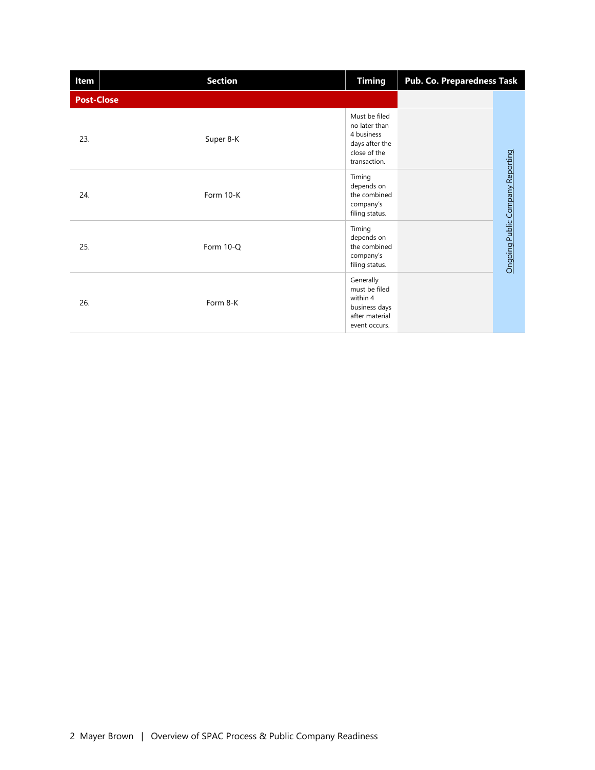| Item | Section | Timing | Pub. Co. Preparedness Task |
|---|---|---|---|
| **Post-Close** | | | |
| 23. | Super 8-K | Must be filed no later than 4 business days after the close of the transaction. | Ongoing Public Company Reporting |
| 24. | Form 10-K | Timing depends on the combined company's filing status. | |
| 25. | Form 10-Q | Timing depends on the combined company's filing status. | |
| 26. | Form 8-K | Generally must be filed within 4 business days after material event occurs. | |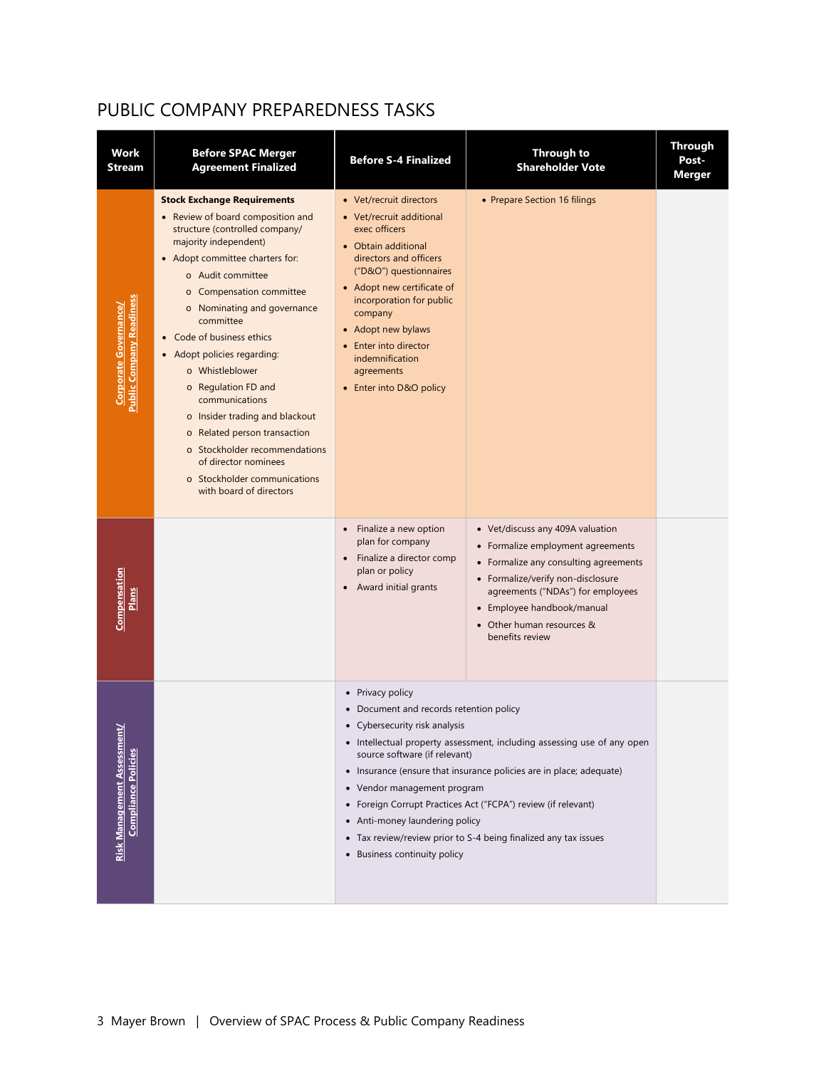# PUBLIC COMPANY PREPAREDNESS TASKS

| Work Stream | Before SPAC Merger Agreement Finalized | Before S-4 Finalized | Through to Shareholder Vote | Through Post-Merger |
|---|---|---|---|---|
| Corporate Governance/ Public Company Readiness | **Stock Exchange Requirements**<br>• Review of board composition and structure (controlled company/ majority independent)<br>• Adopt committee charters for:<br>o Audit committee<br>o Compensation committee<br>o Nominating and governance committee<br>• Code of business ethics<br>• Adopt policies regarding:<br>o Whistleblower<br>o Regulation FD and communications<br>o Insider trading and blackout<br>o Related person transaction<br>o Stockholder recommendations of director nominees<br>o Stockholder communications with board of directors | • Vet/recruit directors<br>• Vet/recruit additional exec officers<br>• Obtain additional directors and officers ("D&O") questionnaires<br>• Adopt new certificate of incorporation for public company<br>• Adopt new bylaws<br>• Enter into director indemnification agreements<br>• Enter into D&O policy | • Prepare Section 16 filings | |
| Compensation Plans | | • Finalize a new option plan for company<br>• Finalize a director comp plan or policy<br>• Award initial grants | • Vet/discuss any 409A valuation<br>• Formalize employment agreements<br>• Formalize any consulting agreements<br>• Formalize/verify non-disclosure agreements ("NDAs") for employees<br>• Employee handbook/manual<br>• Other human resources & benefits review | |
| Risk Management Assessment/ Compliance Policies | | • Privacy policy<br>• Document and records retention policy<br>• Cybersecurity risk analysis<br>• Intellectual property assessment, including assessing use of any open source software (if relevant)<br>• Insurance (ensure that insurance policies are in place; adequate)<br>• Vendor management program<br>• Foreign Corrupt Practices Act ("FCPA") review (if relevant)<br>• Anti-money laundering policy<br>• Tax review/review prior to S-4 being finalized any tax issues<br>• Business continuity policy | | |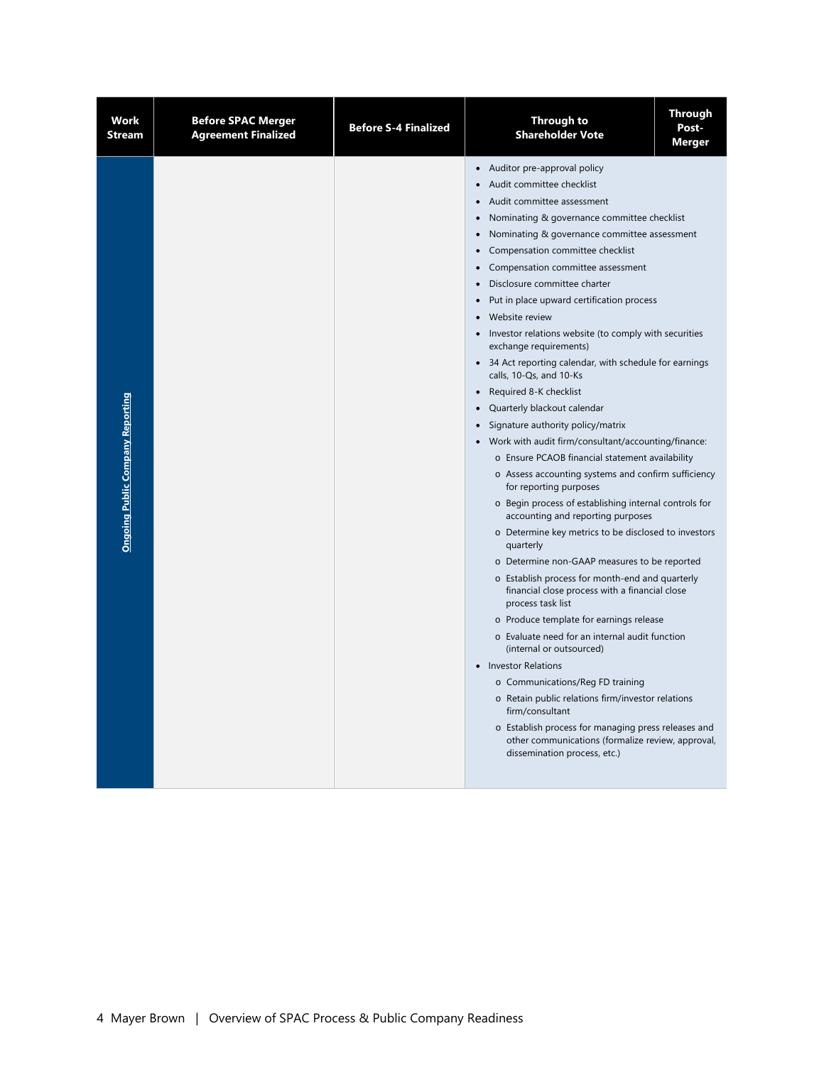| Work Stream | Before SPAC Merger Agreement Finalized | Before S-4 Finalized | Through to Shareholder Vote | Through Post-Merger |
|---|---|---|---|---|
| Ongoing Public Company Reporting | | | • Auditor pre-approval policy<br>• Audit committee checklist<br>• Audit committee assessment<br>• Nominating & governance committee checklist<br>• Nominating & governance committee assessment<br>• Compensation committee checklist<br>• Compensation committee assessment<br>• Disclosure committee charter<br>• Put in place upward certification process<br>• Website review<br>• Investor relations website (to comply with securities exchange requirements)<br>• 34 Act reporting calendar, with schedule for earnings calls, 10-Qs, and 10-Ks<br>• Required 8-K checklist<br>• Quarterly blackout calendar<br>• Signature authority policy/matrix<br>• Work with audit firm/consultant/accounting/finance:<br>  o Ensure PCAOB financial statement availability<br>  o Assess accounting systems and confirm sufficiency for reporting purposes<br>  o Begin process of establishing internal controls for accounting and reporting purposes<br>  o Determine key metrics to be disclosed to investors quarterly<br>  o Determine non-GAAP measures to be reported<br>  o Establish process for month-end and quarterly financial close process with a financial close process task list<br>  o Produce template for earnings release<br>  o Evaluate need for an internal audit function (internal or outsourced)<br>• Investor Relations<br>  o Communications/Reg FD training<br>  o Retain public relations firm/investor relations firm/consultant<br>  o Establish process for managing press releases and other communications (formalize review, approval, dissemination process, etc.) | |